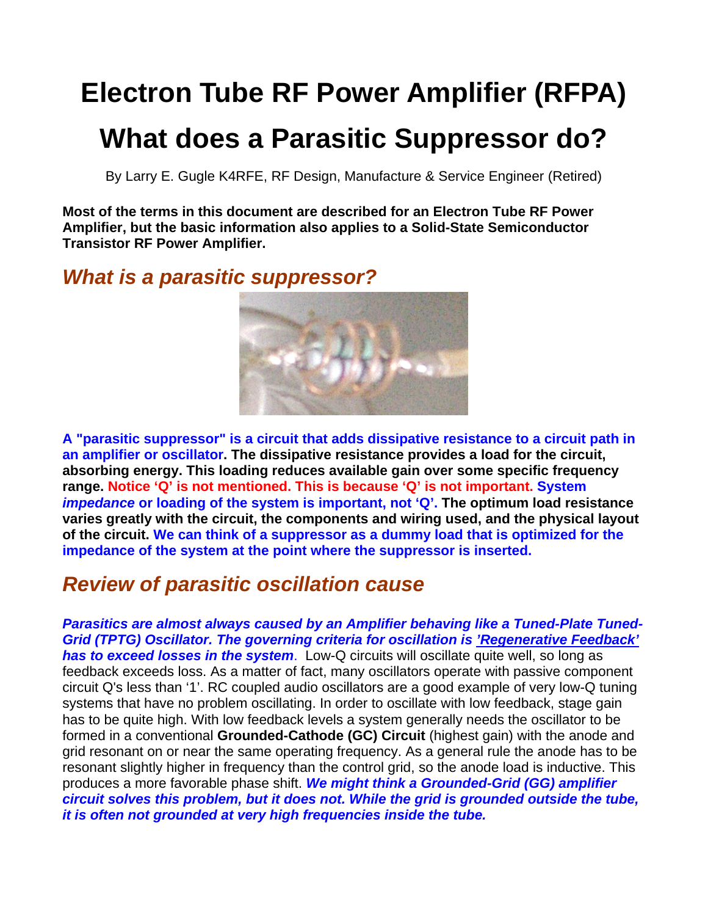# Electron Tube RF Power Amplifier (RFPA)

# What does a Parasitic Suppressor do?

By Larry E. Gugle K4RFE, RF Design, Manufacture & Service Engineer (Retired)

**Most of the terms in this document are described for an Electron Tube RF Power Amplifier, but the basic information also applies to a Solid-State Semiconductor Transistor RF Power Amplifier.**

## *What is a parasitic suppressor?*

**A "parasitic suppressor" is a circuit that adds dissipative resistance to a circuit path in an amplifier or oscillator. The dissipative resistance provides a load for the circuit, absorbing energy. This loading reduces available gain over some specific frequency range. Notice 'Q' is not mentioned. This is because 'Q' is not important. System *impedance* or loading of the system is important, not 'Q'. The optimum load resistance varies greatly with the circuit, the components and wiring used, and the physical layout of the circuit. We can think of a suppressor as a dummy load that is optimized for the impedance of the system at the point where the suppressor is inserted.**

## *Review of parasitic oscillation cause*

***Parasitics are almost always caused by an Amplifier behaving like a Tuned-Plate Tuned-Grid (TPTG) Oscillator. The governing criteria for oscillation is 'Regenerative Feedback' has to exceed losses in the system***. Low-Q circuits will oscillate quite well, so long as feedback exceeds loss. As a matter of fact, many oscillators operate with passive component circuit Q's less than '1'. RC coupled audio oscillators are a good example of very low-Q tuning systems that have no problem oscillating. In order to oscillate with low feedback, stage gain has to be quite high. With low feedback levels a system generally needs the oscillator to be formed in a conventional **Grounded-Cathode (GC) Circuit** (highest gain) with the anode and grid resonant on or near the same operating frequency. As a general rule the anode has to be resonant slightly higher in frequency than the control grid, so the anode load is inductive. This produces a more favorable phase shift. ***We might think a Grounded-Grid (GG) amplifier circuit solves this problem, but it does not. While the grid is grounded outside the tube, it is often not grounded at very high frequencies inside the tube.***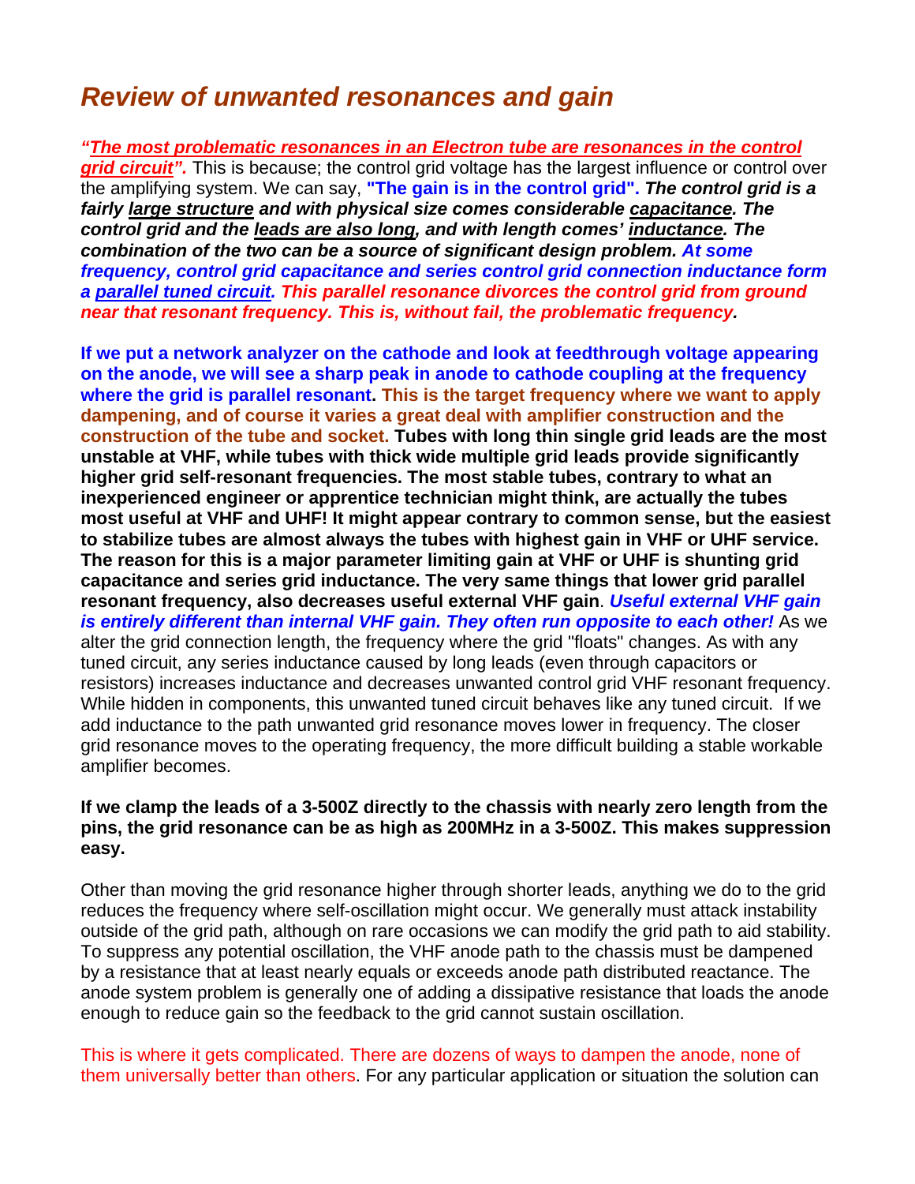## *Review of unwanted resonances and gain*

***"<u>The most problematic resonances in an Electron tube are resonances in the control grid circuit</u>".*** This is because; the control grid voltage has the largest influence or control over the amplifying system. We can say, **"The gain is in the control grid".** ***The control grid is a fairly <u>large structure</u> and with physical size comes considerable <u>capacitance</u>. The control grid and the <u>leads are also long</u>, and with length comes' <u>inductance</u>. The combination of the two can be a source of significant design problem. At some frequency, control grid capacitance and series control grid connection inductance form a <u>parallel tuned circuit</u>. This parallel resonance divorces the control grid from ground near that resonant frequency. This is, without fail, the problematic frequency.***

**If we put a network analyzer on the cathode and look at feedthrough voltage appearing on the anode, we will see a sharp peak in anode to cathode coupling at the frequency where the grid is parallel resonant. This is the target frequency where we want to apply dampening, and of course it varies a great deal with amplifier construction and the construction of the tube and socket. Tubes with long thin single grid leads are the most unstable at VHF, while tubes with thick wide multiple grid leads provide significantly higher grid self-resonant frequencies. The most stable tubes, contrary to what an inexperienced engineer or apprentice technician might think, are actually the tubes most useful at VHF and UHF! It might appear contrary to common sense, but the easiest to stabilize tubes are almost always the tubes with highest gain in VHF or UHF service. The reason for this is a major parameter limiting gain at VHF or UHF is shunting grid capacitance and series grid inductance. The very same things that lower grid parallel resonant frequency, also decreases useful external VHF gain**. ***Useful external VHF gain is entirely different than internal VHF gain. They often run opposite to each other!*** As we alter the grid connection length, the frequency where the grid "floats" changes. As with any tuned circuit, any series inductance caused by long leads (even through capacitors or resistors) increases inductance and decreases unwanted control grid VHF resonant frequency. While hidden in components, this unwanted tuned circuit behaves like any tuned circuit. If we add inductance to the path unwanted grid resonance moves lower in frequency. The closer grid resonance moves to the operating frequency, the more difficult building a stable workable amplifier becomes.

**If we clamp the leads of a 3-500Z directly to the chassis with nearly zero length from the pins, the grid resonance can be as high as 200MHz in a 3-500Z. This makes suppression easy.**

Other than moving the grid resonance higher through shorter leads, anything we do to the grid reduces the frequency where self-oscillation might occur. We generally must attack instability outside of the grid path, although on rare occasions we can modify the grid path to aid stability. To suppress any potential oscillation, the VHF anode path to the chassis must be dampened by a resistance that at least nearly equals or exceeds anode path distributed reactance. The anode system problem is generally one of adding a dissipative resistance that loads the anode enough to reduce gain so the feedback to the grid cannot sustain oscillation.

This is where it gets complicated. There are dozens of ways to dampen the anode, none of them universally better than others. For any particular application or situation the solution can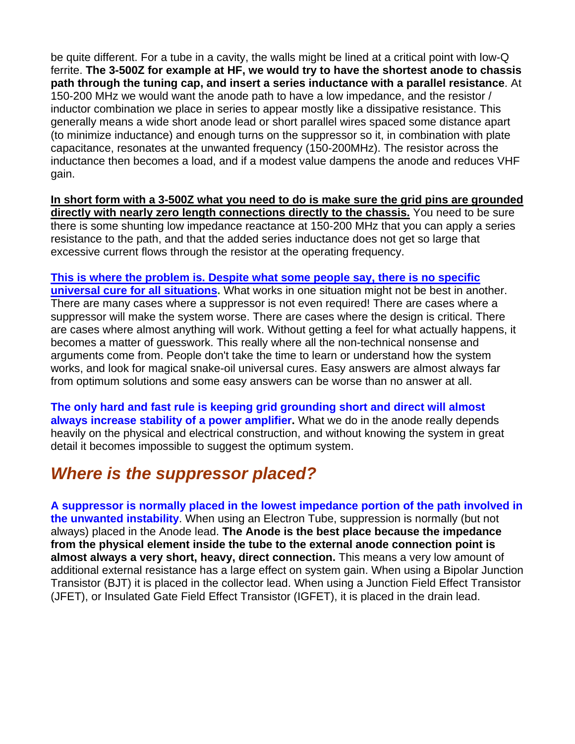be quite different. For a tube in a cavity, the walls might be lined at a critical point with low-Q ferrite. **The 3-500Z for example at HF, we would try to have the shortest anode to chassis path through the tuning cap, and insert a series inductance with a parallel resistance**. At 150-200 MHz we would want the anode path to have a low impedance, and the resistor / inductor combination we place in series to appear mostly like a dissipative resistance. This generally means a wide short anode lead or short parallel wires spaced some distance apart (to minimize inductance) and enough turns on the suppressor so it, in combination with plate capacitance, resonates at the unwanted frequency (150-200MHz). The resistor across the inductance then becomes a load, and if a modest value dampens the anode and reduces VHF gain.

**In short form with a 3-500Z what you need to do is make sure the grid pins are grounded directly with nearly zero length connections directly to the chassis.** You need to be sure there is some shunting low impedance reactance at 150-200 MHz that you can apply a series resistance to the path, and that the added series inductance does not get so large that excessive current flows through the resistor at the operating frequency.

**This is where the problem is. Despite what some people say, there is no specific universal cure for all situations.** What works in one situation might not be best in another. There are many cases where a suppressor is not even required! There are cases where a suppressor will make the system worse. There are cases where the design is critical. There are cases where almost anything will work. Without getting a feel for what actually happens, it becomes a matter of guesswork. This really where all the non-technical nonsense and arguments come from. People don't take the time to learn or understand how the system works, and look for magical snake-oil universal cures. Easy answers are almost always far from optimum solutions and some easy answers can be worse than no answer at all.

**The only hard and fast rule is keeping grid grounding short and direct will almost always increase stability of a power amplifier.** What we do in the anode really depends heavily on the physical and electrical construction, and without knowing the system in great detail it becomes impossible to suggest the optimum system.

## *Where is the suppressor placed?*

**A suppressor is normally placed in the lowest impedance portion of the path involved in the unwanted instability**. When using an Electron Tube, suppression is normally (but not always) placed in the Anode lead. **The Anode is the best place because the impedance from the physical element inside the tube to the external anode connection point is almost always a very short, heavy, direct connection.** This means a very low amount of additional external resistance has a large effect on system gain. When using a Bipolar Junction Transistor (BJT) it is placed in the collector lead. When using a Junction Field Effect Transistor (JFET), or Insulated Gate Field Effect Transistor (IGFET), it is placed in the drain lead.